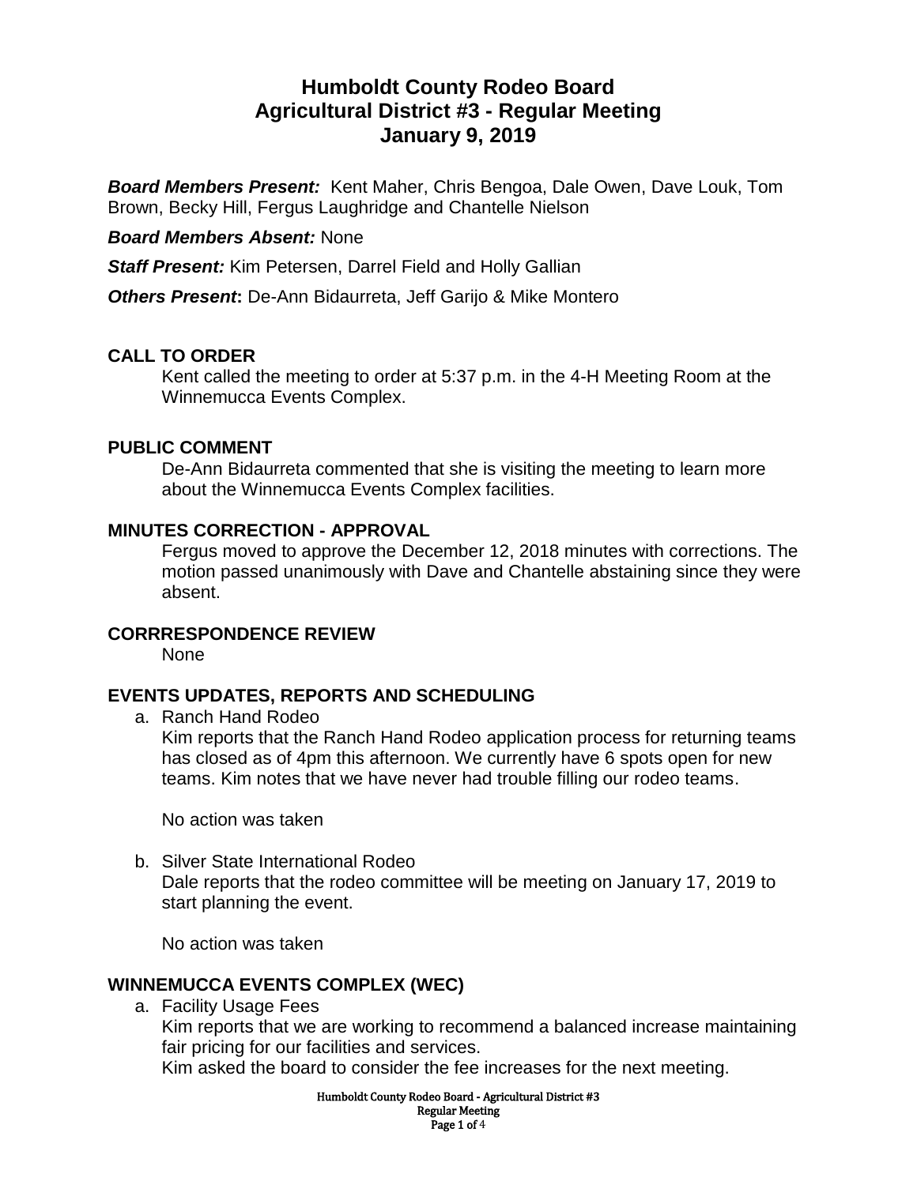# Humboldt County Rodeo Board
# Agricultural District #3 - Regular Meeting
# January 9, 2019

***Board Members Present:*** Kent Maher, Chris Bengoa, Dale Owen, Dave Louk, Tom Brown, Becky Hill, Fergus Laughridge and Chantelle Nielson

***Board Members Absent:*** None

***Staff Present:*** Kim Petersen, Darrel Field and Holly Gallian

***Others Present*:** De-Ann Bidaurreta, Jeff Garijo & Mike Montero

## CALL TO ORDER

Kent called the meeting to order at 5:37 p.m. in the 4-H Meeting Room at the Winnemucca Events Complex.

## PUBLIC COMMENT

De-Ann Bidaurreta commented that she is visiting the meeting to learn more about the Winnemucca Events Complex facilities.

## MINUTES CORRECTION - APPROVAL

Fergus moved to approve the December 12, 2018 minutes with corrections. The motion passed unanimously with Dave and Chantelle abstaining since they were absent.

## CORRRESPONDENCE REVIEW

None

## EVENTS UPDATES, REPORTS AND SCHEDULING

a. Ranch Hand Rodeo

   Kim reports that the Ranch Hand Rodeo application process for returning teams has closed as of 4pm this afternoon. We currently have 6 spots open for new teams. Kim notes that we have never had trouble filling our rodeo teams.

   No action was taken

b. Silver State International Rodeo

   Dale reports that the rodeo committee will be meeting on January 17, 2019 to start planning the event.

   No action was taken

## WINNEMUCCA EVENTS COMPLEX (WEC)

a. Facility Usage Fees

   Kim reports that we are working to recommend a balanced increase maintaining fair pricing for our facilities and services.

   Kim asked the board to consider the fee increases for the next meeting.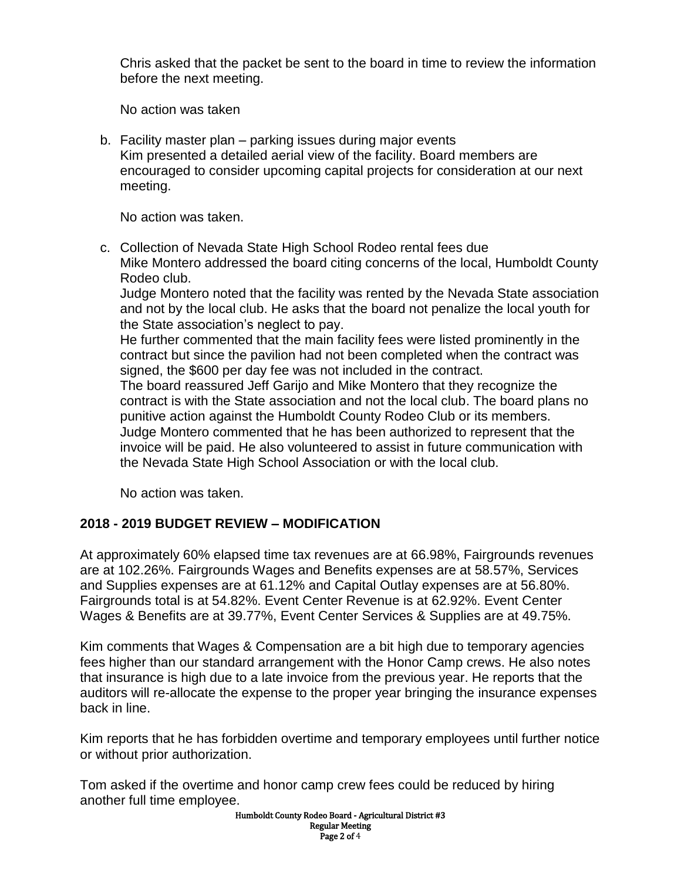Chris asked that the packet be sent to the board in time to review the information before the next meeting.

No action was taken

b. Facility master plan – parking issues during major events
   Kim presented a detailed aerial view of the facility. Board members are encouraged to consider upcoming capital projects for consideration at our next meeting.

   No action was taken.

c. Collection of Nevada State High School Rodeo rental fees due
   Mike Montero addressed the board citing concerns of the local, Humboldt County Rodeo club.
   Judge Montero noted that the facility was rented by the Nevada State association and not by the local club. He asks that the board not penalize the local youth for the State association's neglect to pay.
   He further commented that the main facility fees were listed prominently in the contract but since the pavilion had not been completed when the contract was signed, the $600 per day fee was not included in the contract.
   The board reassured Jeff Garijo and Mike Montero that they recognize the contract is with the State association and not the local club. The board plans no punitive action against the Humboldt County Rodeo Club or its members.
   Judge Montero commented that he has been authorized to represent that the invoice will be paid. He also volunteered to assist in future communication with the Nevada State High School Association or with the local club.

   No action was taken.

## 2018 - 2019 BUDGET REVIEW – MODIFICATION

At approximately 60% elapsed time tax revenues are at 66.98%, Fairgrounds revenues are at 102.26%. Fairgrounds Wages and Benefits expenses are at 58.57%, Services and Supplies expenses are at 61.12% and Capital Outlay expenses are at 56.80%. Fairgrounds total is at 54.82%. Event Center Revenue is at 62.92%. Event Center Wages & Benefits are at 39.77%, Event Center Services & Supplies are at 49.75%.

Kim comments that Wages & Compensation are a bit high due to temporary agencies fees higher than our standard arrangement with the Honor Camp crews. He also notes that insurance is high due to a late invoice from the previous year. He reports that the auditors will re-allocate the expense to the proper year bringing the insurance expenses back in line.

Kim reports that he has forbidden overtime and temporary employees until further notice or without prior authorization.

Tom asked if the overtime and honor camp crew fees could be reduced by hiring another full time employee.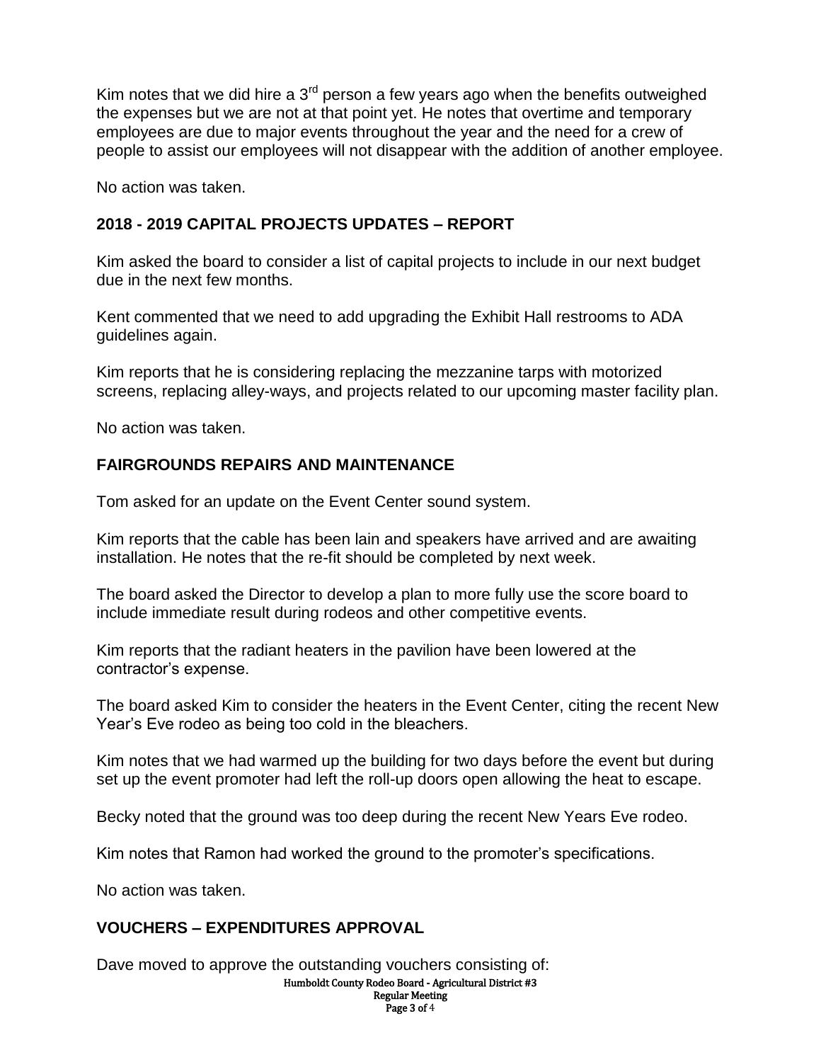Kim notes that we did hire a 3rd person a few years ago when the benefits outweighed the expenses but we are not at that point yet. He notes that overtime and temporary employees are due to major events throughout the year and the need for a crew of people to assist our employees will not disappear with the addition of another employee.

No action was taken.

## 2018 - 2019 CAPITAL PROJECTS UPDATES – REPORT

Kim asked the board to consider a list of capital projects to include in our next budget due in the next few months.

Kent commented that we need to add upgrading the Exhibit Hall restrooms to ADA guidelines again.

Kim reports that he is considering replacing the mezzanine tarps with motorized screens, replacing alley-ways, and projects related to our upcoming master facility plan.

No action was taken.

## FAIRGROUNDS REPAIRS AND MAINTENANCE

Tom asked for an update on the Event Center sound system.

Kim reports that the cable has been lain and speakers have arrived and are awaiting installation. He notes that the re-fit should be completed by next week.

The board asked the Director to develop a plan to more fully use the score board to include immediate result during rodeos and other competitive events.

Kim reports that the radiant heaters in the pavilion have been lowered at the contractor's expense.

The board asked Kim to consider the heaters in the Event Center, citing the recent New Year's Eve rodeo as being too cold in the bleachers.

Kim notes that we had warmed up the building for two days before the event but during set up the event promoter had left the roll-up doors open allowing the heat to escape.

Becky noted that the ground was too deep during the recent New Years Eve rodeo.

Kim notes that Ramon had worked the ground to the promoter's specifications.

No action was taken.

## VOUCHERS – EXPENDITURES APPROVAL

Dave moved to approve the outstanding vouchers consisting of: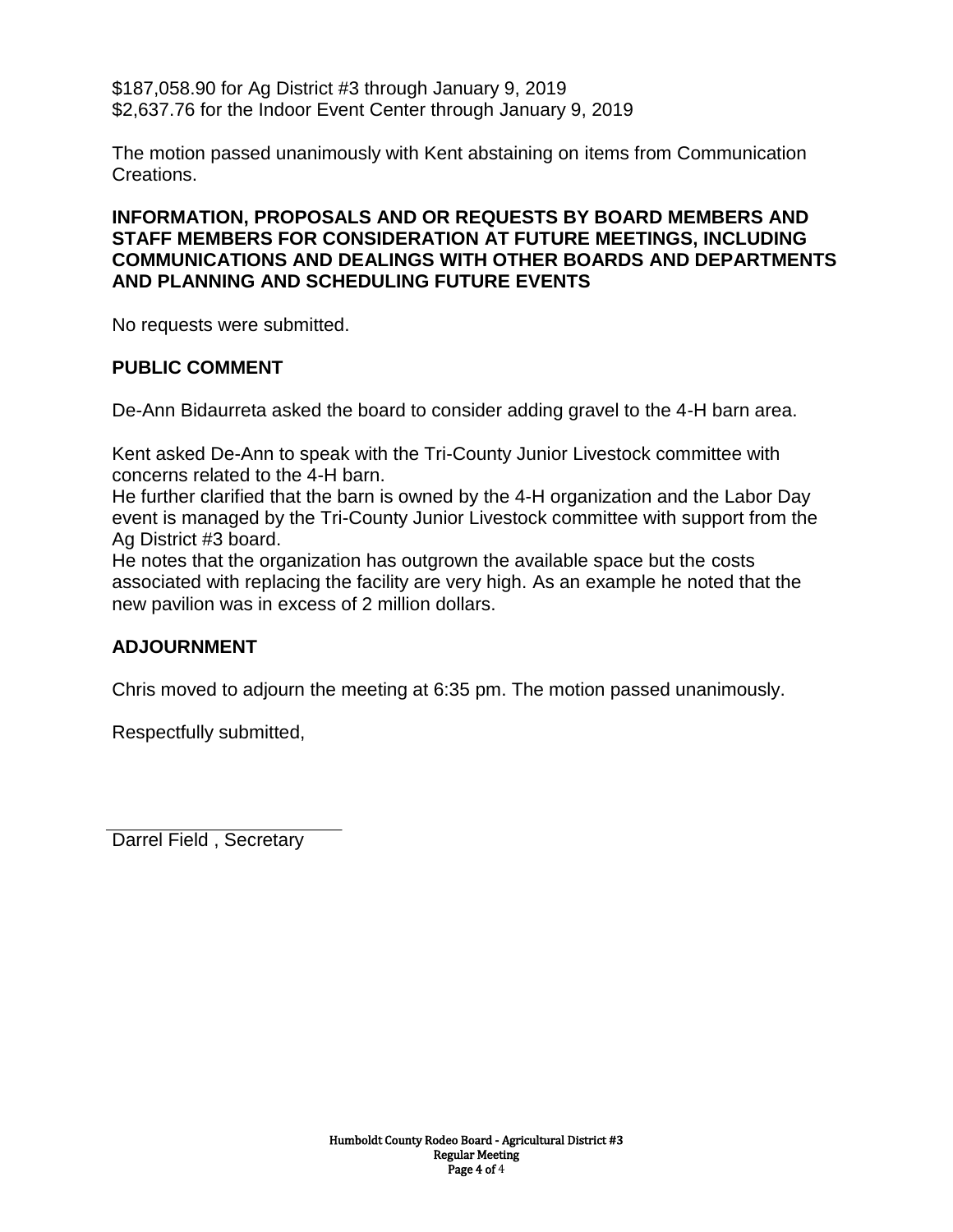$187,058.90 for Ag District #3 through January 9, 2019
$2,637.76 for the Indoor Event Center through January 9, 2019

The motion passed unanimously with Kent abstaining on items from Communication Creations.

**INFORMATION, PROPOSALS AND OR REQUESTS BY BOARD MEMBERS AND STAFF MEMBERS FOR CONSIDERATION AT FUTURE MEETINGS, INCLUDING COMMUNICATIONS AND DEALINGS WITH OTHER BOARDS AND DEPARTMENTS AND PLANNING AND SCHEDULING FUTURE EVENTS**

No requests were submitted.

**PUBLIC COMMENT**

De-Ann Bidaurreta asked the board to consider adding gravel to the 4-H barn area.

Kent asked De-Ann to speak with the Tri-County Junior Livestock committee with concerns related to the 4-H barn.
He further clarified that the barn is owned by the 4-H organization and the Labor Day event is managed by the Tri-County Junior Livestock committee with support from the Ag District #3 board.
He notes that the organization has outgrown the available space but the costs associated with replacing the facility are very high. As an example he noted that the new pavilion was in excess of 2 million dollars.

**ADJOURNMENT**

Chris moved to adjourn the meeting at 6:35 pm. The motion passed unanimously.

Respectfully submitted,

Darrel Field , Secretary